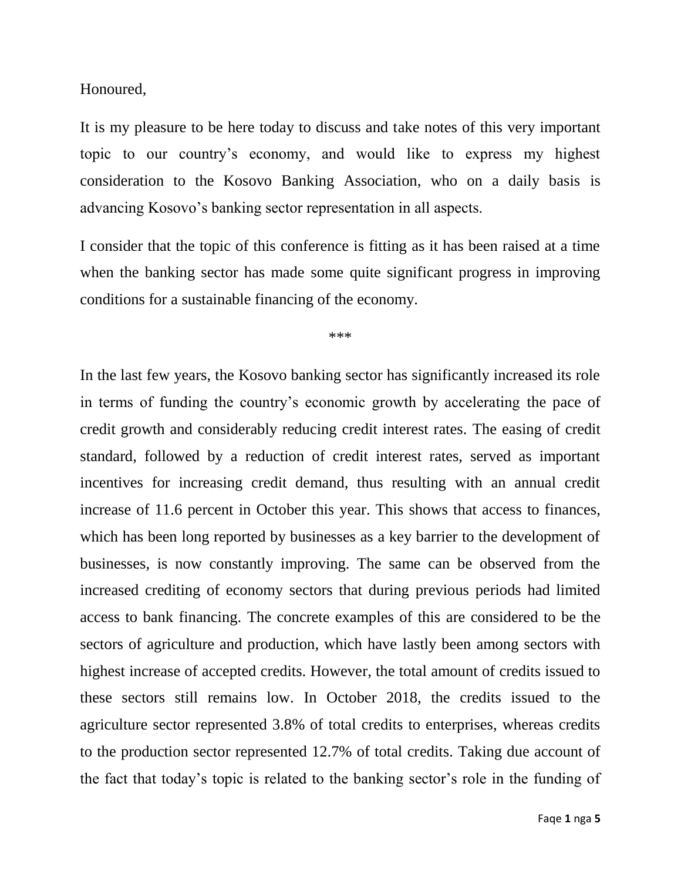Honoured,

It is my pleasure to be here today to discuss and take notes of this very important topic to our country's economy, and would like to express my highest consideration to the Kosovo Banking Association, who on a daily basis is advancing Kosovo's banking sector representation in all aspects.

I consider that the topic of this conference is fitting as it has been raised at a time when the banking sector has made some quite significant progress in improving conditions for a sustainable financing of the economy.

***

In the last few years, the Kosovo banking sector has significantly increased its role in terms of funding the country's economic growth by accelerating the pace of credit growth and considerably reducing credit interest rates. The easing of credit standard, followed by a reduction of credit interest rates, served as important incentives for increasing credit demand, thus resulting with an annual credit increase of 11.6 percent in October this year. This shows that access to finances, which has been long reported by businesses as a key barrier to the development of businesses, is now constantly improving. The same can be observed from the increased crediting of economy sectors that during previous periods had limited access to bank financing. The concrete examples of this are considered to be the sectors of agriculture and production, which have lastly been among sectors with highest increase of accepted credits. However, the total amount of credits issued to these sectors still remains low. In October 2018, the credits issued to the agriculture sector represented 3.8% of total credits to enterprises, whereas credits to the production sector represented 12.7% of total credits. Taking due account of the fact that today's topic is related to the banking sector's role in the funding of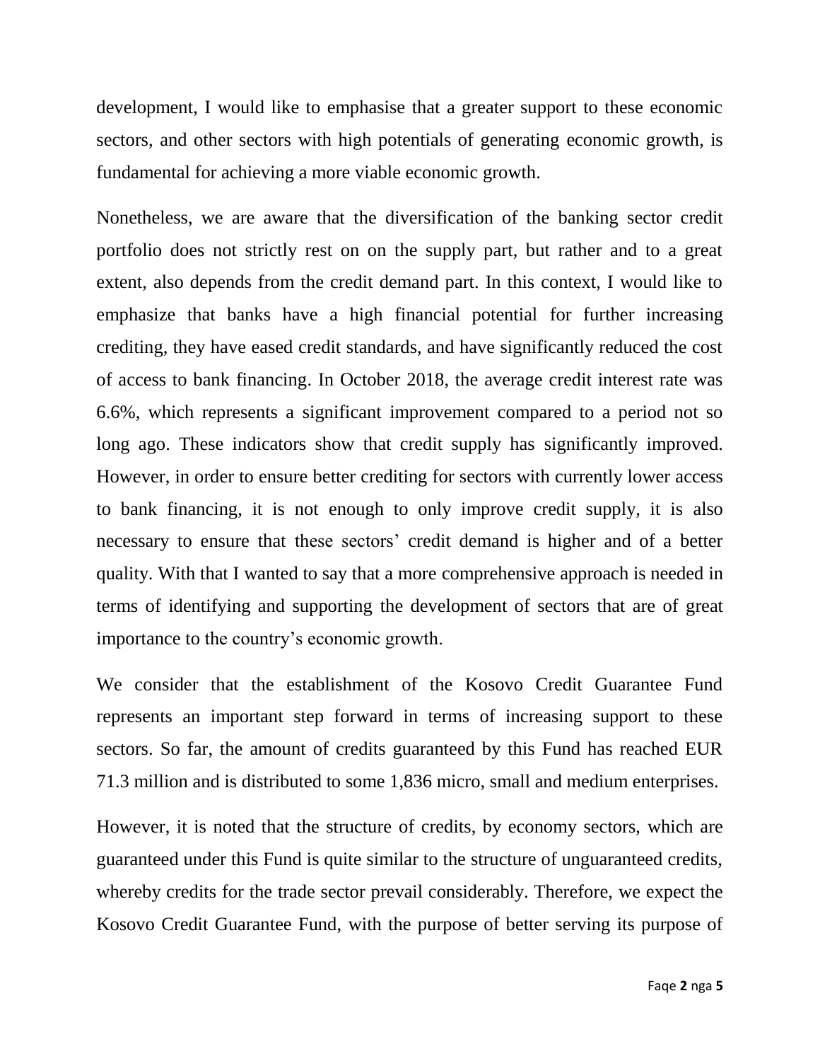development, I would like to emphasise that a greater support to these economic sectors, and other sectors with high potentials of generating economic growth, is fundamental for achieving a more viable economic growth.

Nonetheless, we are aware that the diversification of the banking sector credit portfolio does not strictly rest on on the supply part, but rather and to a great extent, also depends from the credit demand part. In this context, I would like to emphasize that banks have a high financial potential for further increasing crediting, they have eased credit standards, and have significantly reduced the cost of access to bank financing. In October 2018, the average credit interest rate was 6.6%, which represents a significant improvement compared to a period not so long ago. These indicators show that credit supply has significantly improved. However, in order to ensure better crediting for sectors with currently lower access to bank financing, it is not enough to only improve credit supply, it is also necessary to ensure that these sectors' credit demand is higher and of a better quality. With that I wanted to say that a more comprehensive approach is needed in terms of identifying and supporting the development of sectors that are of great importance to the country's economic growth.

We consider that the establishment of the Kosovo Credit Guarantee Fund represents an important step forward in terms of increasing support to these sectors. So far, the amount of credits guaranteed by this Fund has reached EUR 71.3 million and is distributed to some 1,836 micro, small and medium enterprises.

However, it is noted that the structure of credits, by economy sectors, which are guaranteed under this Fund is quite similar to the structure of unguaranteed credits, whereby credits for the trade sector prevail considerably. Therefore, we expect the Kosovo Credit Guarantee Fund, with the purpose of better serving its purpose of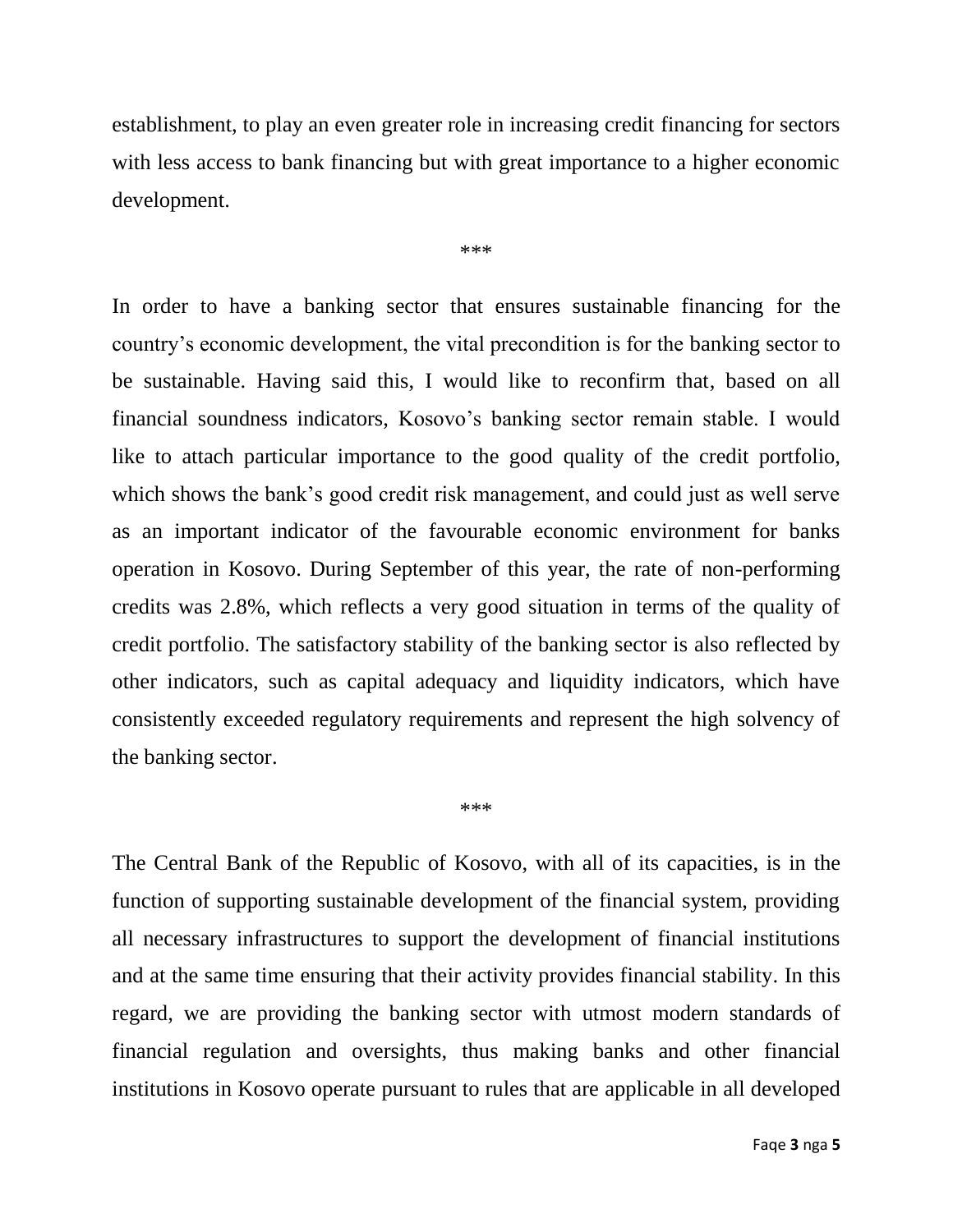establishment, to play an even greater role in increasing credit financing for sectors with less access to bank financing but with great importance to a higher economic development.

***

In order to have a banking sector that ensures sustainable financing for the country's economic development, the vital precondition is for the banking sector to be sustainable. Having said this, I would like to reconfirm that, based on all financial soundness indicators, Kosovo's banking sector remain stable. I would like to attach particular importance to the good quality of the credit portfolio, which shows the bank's good credit risk management, and could just as well serve as an important indicator of the favourable economic environment for banks operation in Kosovo. During September of this year, the rate of non-performing credits was 2.8%, which reflects a very good situation in terms of the quality of credit portfolio. The satisfactory stability of the banking sector is also reflected by other indicators, such as capital adequacy and liquidity indicators, which have consistently exceeded regulatory requirements and represent the high solvency of the banking sector.

***

The Central Bank of the Republic of Kosovo, with all of its capacities, is in the function of supporting sustainable development of the financial system, providing all necessary infrastructures to support the development of financial institutions and at the same time ensuring that their activity provides financial stability. In this regard, we are providing the banking sector with utmost modern standards of financial regulation and oversights, thus making banks and other financial institutions in Kosovo operate pursuant to rules that are applicable in all developed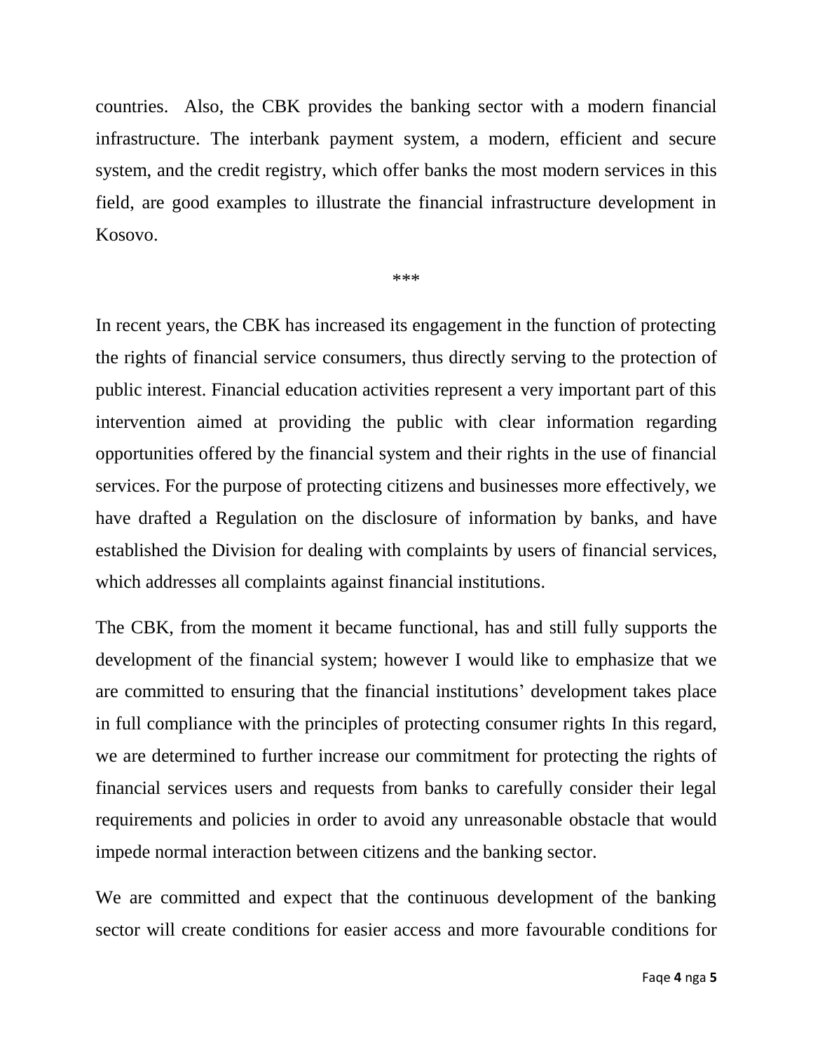countries. Also, the CBK provides the banking sector with a modern financial infrastructure. The interbank payment system, a modern, efficient and secure system, and the credit registry, which offer banks the most modern services in this field, are good examples to illustrate the financial infrastructure development in Kosovo.

***

In recent years, the CBK has increased its engagement in the function of protecting the rights of financial service consumers, thus directly serving to the protection of public interest. Financial education activities represent a very important part of this intervention aimed at providing the public with clear information regarding opportunities offered by the financial system and their rights in the use of financial services. For the purpose of protecting citizens and businesses more effectively, we have drafted a Regulation on the disclosure of information by banks, and have established the Division for dealing with complaints by users of financial services, which addresses all complaints against financial institutions.

The CBK, from the moment it became functional, has and still fully supports the development of the financial system; however I would like to emphasize that we are committed to ensuring that the financial institutions' development takes place in full compliance with the principles of protecting consumer rights In this regard, we are determined to further increase our commitment for protecting the rights of financial services users and requests from banks to carefully consider their legal requirements and policies in order to avoid any unreasonable obstacle that would impede normal interaction between citizens and the banking sector.

We are committed and expect that the continuous development of the banking sector will create conditions for easier access and more favourable conditions for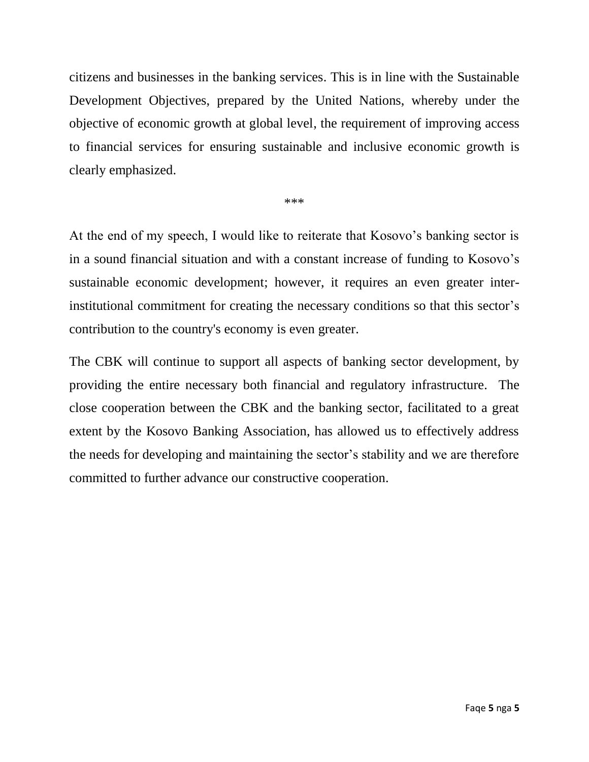citizens and businesses in the banking services. This is in line with the Sustainable Development Objectives, prepared by the United Nations, whereby under the objective of economic growth at global level, the requirement of improving access to financial services for ensuring sustainable and inclusive economic growth is clearly emphasized.

***

At the end of my speech, I would like to reiterate that Kosovo's banking sector is in a sound financial situation and with a constant increase of funding to Kosovo's sustainable economic development; however, it requires an even greater inter-institutional commitment for creating the necessary conditions so that this sector's contribution to the country's economy is even greater.

The CBK will continue to support all aspects of banking sector development, by providing the entire necessary both financial and regulatory infrastructure. The close cooperation between the CBK and the banking sector, facilitated to a great extent by the Kosovo Banking Association, has allowed us to effectively address the needs for developing and maintaining the sector's stability and we are therefore committed to further advance our constructive cooperation.